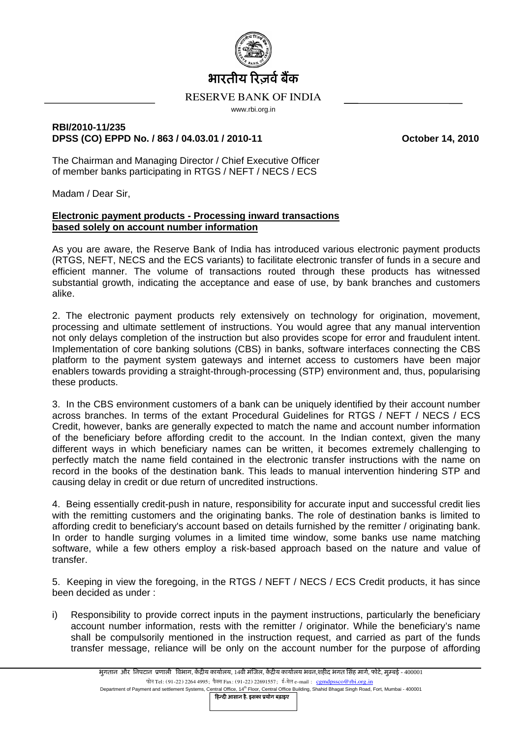भारतीय रिज़र्व बैंक

RESERVE BANK OF INDIA

www.rbi.org.in

**RBI/2010-11/235**
**DPSS (CO) EPPD No. / 863 / 04.03.01 / 2010-11** **October 14, 2010**

The Chairman and Managing Director / Chief Executive Officer
of member banks participating in RTGS / NEFT / NECS / ECS

Madam / Dear Sir,

**Electronic payment products - Processing inward transactions based solely on account number information**

As you are aware, the Reserve Bank of India has introduced various electronic payment products (RTGS, NEFT, NECS and the ECS variants) to facilitate electronic transfer of funds in a secure and efficient manner. The volume of transactions routed through these products has witnessed substantial growth, indicating the acceptance and ease of use, by bank branches and customers alike.

2. The electronic payment products rely extensively on technology for origination, movement, processing and ultimate settlement of instructions. You would agree that any manual intervention not only delays completion of the instruction but also provides scope for error and fraudulent intent. Implementation of core banking solutions (CBS) in banks, software interfaces connecting the CBS platform to the payment system gateways and internet access to customers have been major enablers towards providing a straight-through-processing (STP) environment and, thus, popularising these products.

3. In the CBS environment customers of a bank can be uniquely identified by their account number across branches. In terms of the extant Procedural Guidelines for RTGS / NEFT / NECS / ECS Credit, however, banks are generally expected to match the name and account number information of the beneficiary before affording credit to the account. In the Indian context, given the many different ways in which beneficiary names can be written, it becomes extremely challenging to perfectly match the name field contained in the electronic transfer instructions with the name on record in the books of the destination bank. This leads to manual intervention hindering STP and causing delay in credit or due return of uncredited instructions.

4. Being essentially credit-push in nature, responsibility for accurate input and successful credit lies with the remitting customers and the originating banks. The role of destination banks is limited to affording credit to beneficiary's account based on details furnished by the remitter / originating bank. In order to handle surging volumes in a limited time window, some banks use name matching software, while a few others employ a risk-based approach based on the nature and value of transfer.

5. Keeping in view the foregoing, in the RTGS / NEFT / NECS / ECS Credit products, it has since been decided as under :

i) Responsibility to provide correct inputs in the payment instructions, particularly the beneficiary account number information, rests with the remitter / originator. While the beneficiary's name shall be compulsorily mentioned in the instruction request, and carried as part of the funds transfer message, reliance will be only on the account number for the purpose of affording

भुगतान और निपटान प्रणाली विभाग, केंद्रीय कार्यालय, 14वीं मंजिल, केंद्रीय कार्यालय भवन,शहीद भगत सिंह मार्ग, फोर्ट, मुम्बई - 400001
फोन Tel: (91-22) 2264 4995; फैक्स Fax: (91-22) 22691557; ई-मेल e-mail : cgmdpssco@rbi.org.in
Department of Payment and settlement Systems, Central Office, 14th Floor, Central Office Building, Shahid Bhagat Singh Road, Fort, Mumbai - 400001
हिन्दी आसान है. इसका प्रयोग बढ़ाइए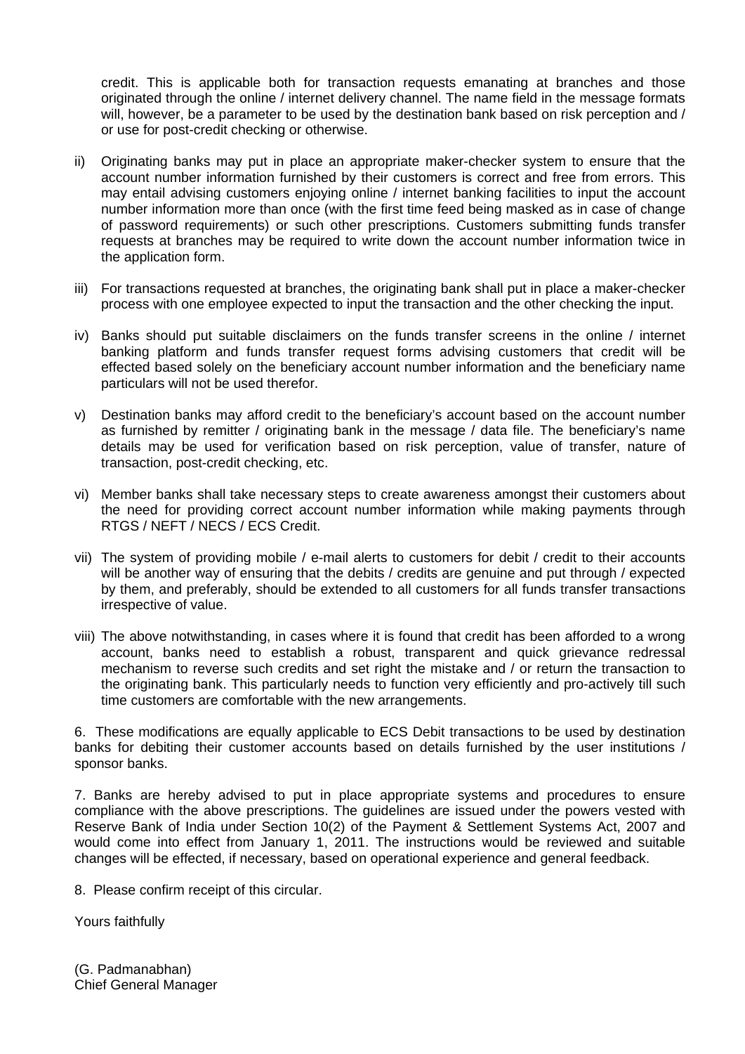credit. This is applicable both for transaction requests emanating at branches and those originated through the online / internet delivery channel. The name field in the message formats will, however, be a parameter to be used by the destination bank based on risk perception and / or use for post-credit checking or otherwise.

ii) Originating banks may put in place an appropriate maker-checker system to ensure that the account number information furnished by their customers is correct and free from errors. This may entail advising customers enjoying online / internet banking facilities to input the account number information more than once (with the first time feed being masked as in case of change of password requirements) or such other prescriptions. Customers submitting funds transfer requests at branches may be required to write down the account number information twice in the application form.

iii) For transactions requested at branches, the originating bank shall put in place a maker-checker process with one employee expected to input the transaction and the other checking the input.

iv) Banks should put suitable disclaimers on the funds transfer screens in the online / internet banking platform and funds transfer request forms advising customers that credit will be effected based solely on the beneficiary account number information and the beneficiary name particulars will not be used therefor.

v) Destination banks may afford credit to the beneficiary's account based on the account number as furnished by remitter / originating bank in the message / data file. The beneficiary's name details may be used for verification based on risk perception, value of transfer, nature of transaction, post-credit checking, etc.

vi) Member banks shall take necessary steps to create awareness amongst their customers about the need for providing correct account number information while making payments through RTGS / NEFT / NECS / ECS Credit.

vii) The system of providing mobile / e-mail alerts to customers for debit / credit to their accounts will be another way of ensuring that the debits / credits are genuine and put through / expected by them, and preferably, should be extended to all customers for all funds transfer transactions irrespective of value.

viii) The above notwithstanding, in cases where it is found that credit has been afforded to a wrong account, banks need to establish a robust, transparent and quick grievance redressal mechanism to reverse such credits and set right the mistake and / or return the transaction to the originating bank. This particularly needs to function very efficiently and pro-actively till such time customers are comfortable with the new arrangements.

6. These modifications are equally applicable to ECS Debit transactions to be used by destination banks for debiting their customer accounts based on details furnished by the user institutions / sponsor banks.

7. Banks are hereby advised to put in place appropriate systems and procedures to ensure compliance with the above prescriptions. The guidelines are issued under the powers vested with Reserve Bank of India under Section 10(2) of the Payment & Settlement Systems Act, 2007 and would come into effect from January 1, 2011. The instructions would be reviewed and suitable changes will be effected, if necessary, based on operational experience and general feedback.

8. Please confirm receipt of this circular.

Yours faithfully

(G. Padmanabhan)
Chief General Manager